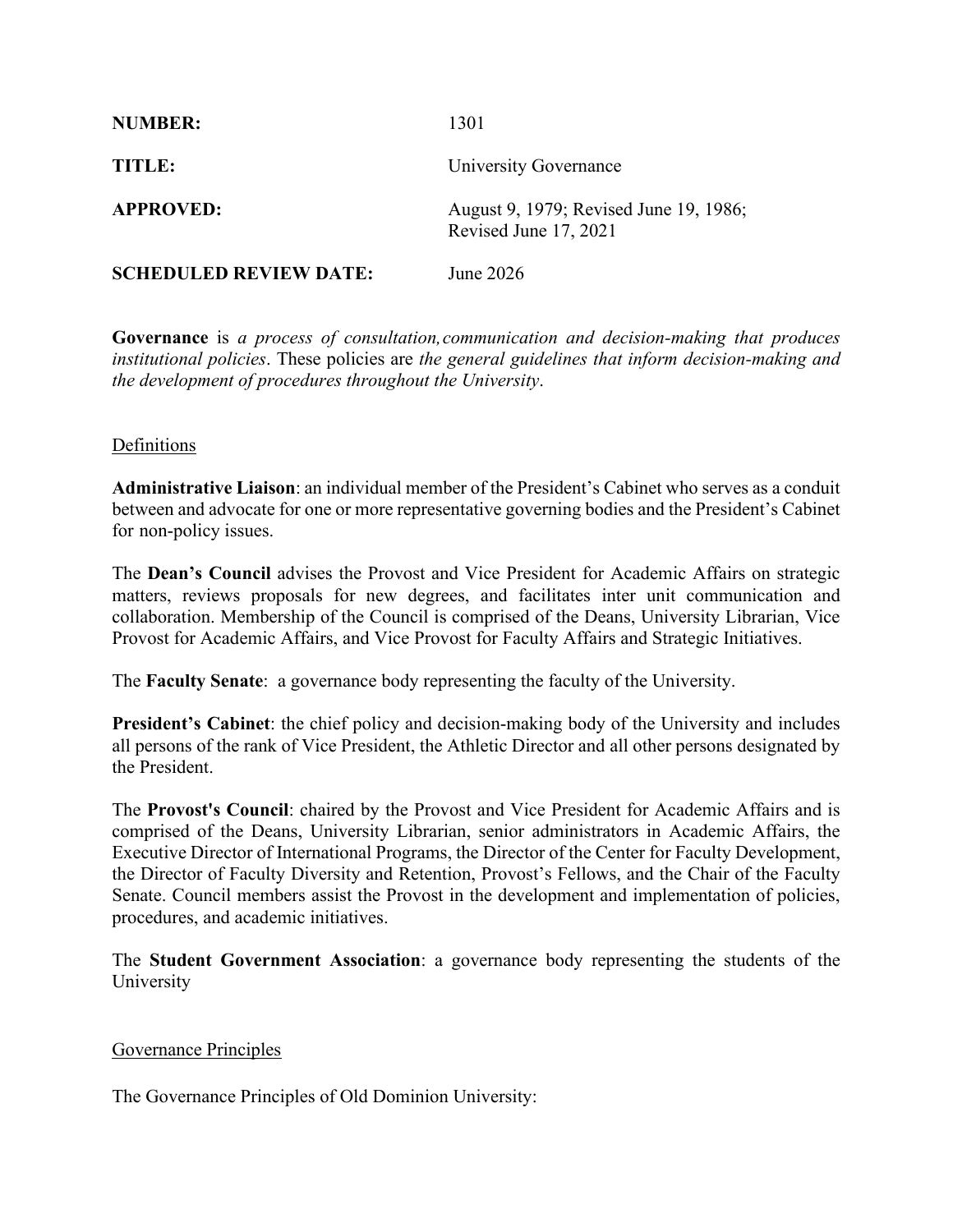**NUMBER:** 1301

**TITLE:** University Governance

**APPROVED:** August 9, 1979; Revised June 19, 1986; Revised June 17, 2021

**SCHEDULED REVIEW DATE:** June 2026

**Governance** is *a process of consultation, communication and decision-making that produces institutional policies*. These policies are *the general guidelines that inform decision-making and the development of procedures throughout the University*.

## Definitions

**Administrative Liaison**: an individual member of the President's Cabinet who serves as a conduit between and advocate for one or more representative governing bodies and the President's Cabinet for non-policy issues.

The **Dean's Council** advises the Provost and Vice President for Academic Affairs on strategic matters, reviews proposals for new degrees, and facilitates inter unit communication and collaboration. Membership of the Council is comprised of the Deans, University Librarian, Vice Provost for Academic Affairs, and Vice Provost for Faculty Affairs and Strategic Initiatives.

The **Faculty Senate**: a governance body representing the faculty of the University.

**President's Cabinet**: the chief policy and decision-making body of the University and includes all persons of the rank of Vice President, the Athletic Director and all other persons designated by the President.

The **Provost's Council**: chaired by the Provost and Vice President for Academic Affairs and is comprised of the Deans, University Librarian, senior administrators in Academic Affairs, the Executive Director of International Programs, the Director of the Center for Faculty Development, the Director of Faculty Diversity and Retention, Provost's Fellows, and the Chair of the Faculty Senate. Council members assist the Provost in the development and implementation of policies, procedures, and academic initiatives.

The **Student Government Association**: a governance body representing the students of the University

## Governance Principles

The Governance Principles of Old Dominion University: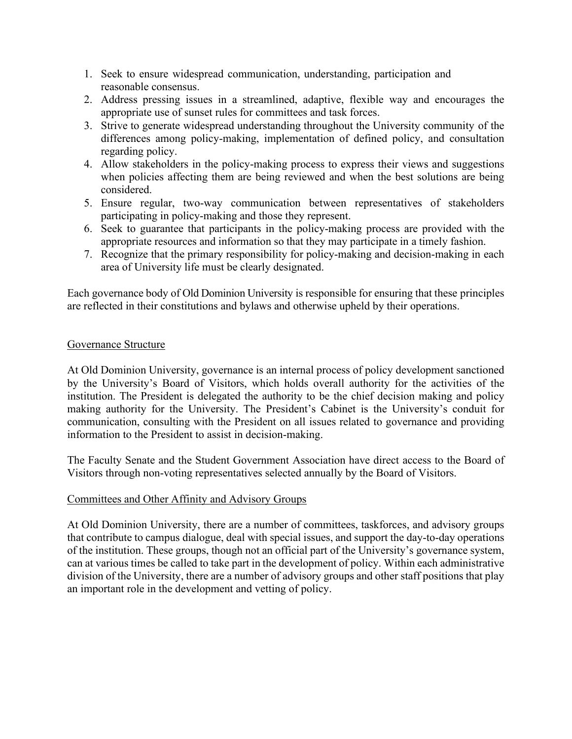1. Seek to ensure widespread communication, understanding, participation and reasonable consensus.
2. Address pressing issues in a streamlined, adaptive, flexible way and encourages the appropriate use of sunset rules for committees and task forces.
3. Strive to generate widespread understanding throughout the University community of the differences among policy-making, implementation of defined policy, and consultation regarding policy.
4. Allow stakeholders in the policy-making process to express their views and suggestions when policies affecting them are being reviewed and when the best solutions are being considered.
5. Ensure regular, two-way communication between representatives of stakeholders participating in policy-making and those they represent.
6. Seek to guarantee that participants in the policy-making process are provided with the appropriate resources and information so that they may participate in a timely fashion.
7. Recognize that the primary responsibility for policy-making and decision-making in each area of University life must be clearly designated.

Each governance body of Old Dominion University is responsible for ensuring that these principles are reflected in their constitutions and bylaws and otherwise upheld by their operations.

## Governance Structure

At Old Dominion University, governance is an internal process of policy development sanctioned by the University's Board of Visitors, which holds overall authority for the activities of the institution. The President is delegated the authority to be the chief decision making and policy making authority for the University. The President's Cabinet is the University's conduit for communication, consulting with the President on all issues related to governance and providing information to the President to assist in decision-making.

The Faculty Senate and the Student Government Association have direct access to the Board of Visitors through non-voting representatives selected annually by the Board of Visitors.

## Committees and Other Affinity and Advisory Groups

At Old Dominion University, there are a number of committees, taskforces, and advisory groups that contribute to campus dialogue, deal with special issues, and support the day-to-day operations of the institution. These groups, though not an official part of the University's governance system, can at various times be called to take part in the development of policy. Within each administrative division of the University, there are a number of advisory groups and other staff positions that play an important role in the development and vetting of policy.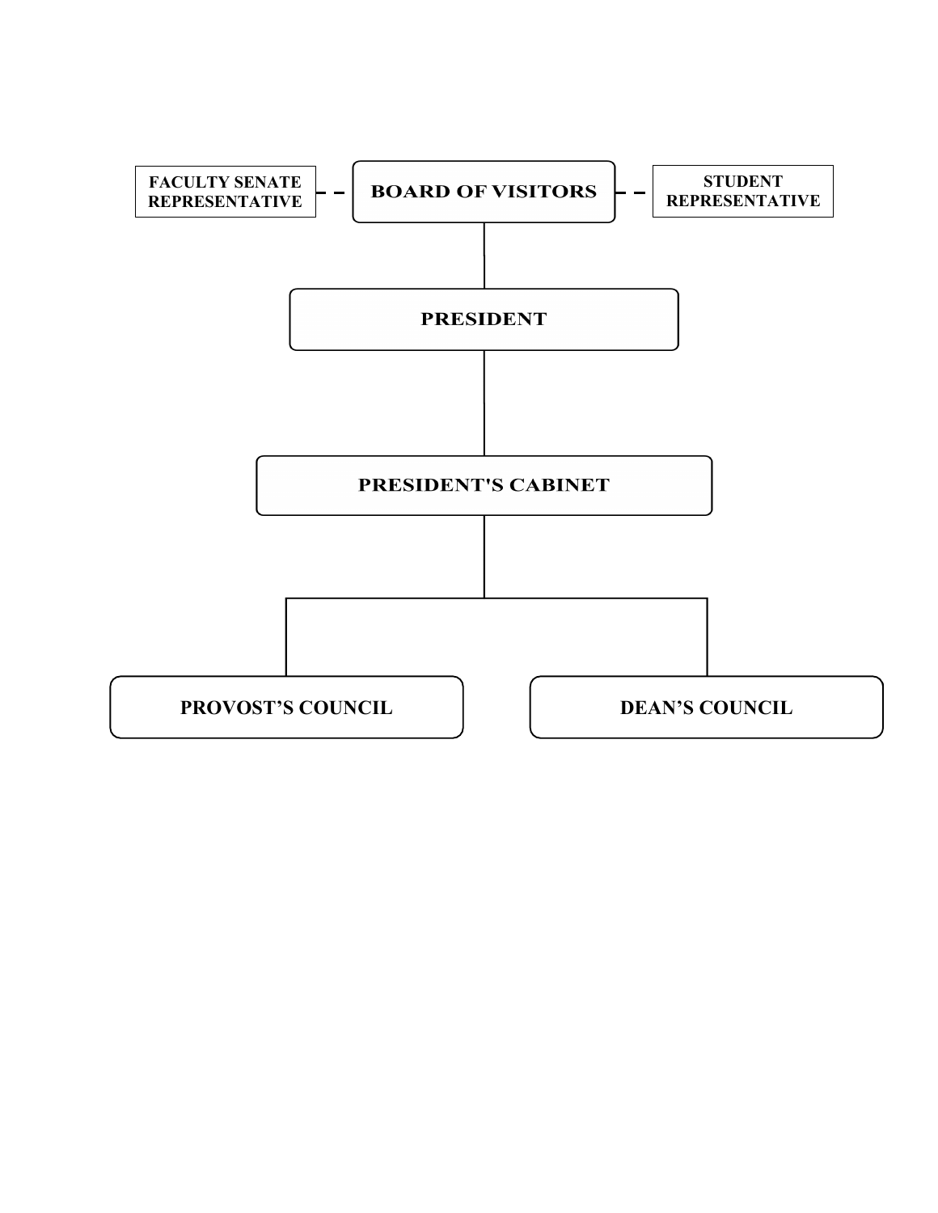FACULTY SENATE REPRESENTATIVE

BOARD OF VISITORS

STUDENT REPRESENTATIVE

PRESIDENT

PRESIDENT'S CABINET

PROVOST'S COUNCIL

DEAN'S COUNCIL